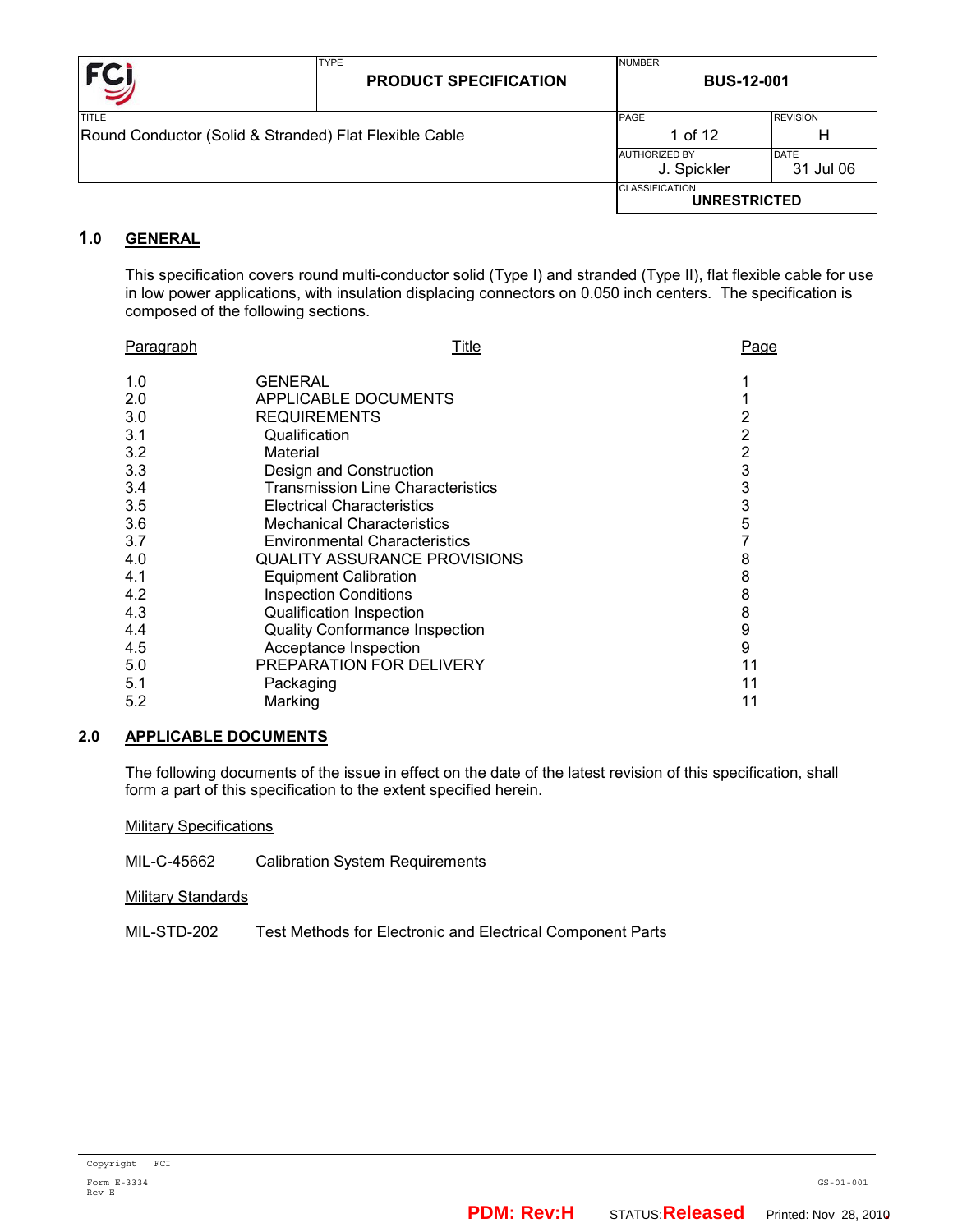| FCI | TYPE<br>**PRODUCT SPECIFICATION** | NUMBER<br>**BUS-12-001** | |
|---|---|---|---|
| TITLE<br>Round Conductor (Solid & Stranded) Flat Flexible Cable | | PAGE<br>1 of 12 | REVISION<br>H |
| | | AUTHORIZED BY<br>J. Spickler | DATE<br>31 Jul 06 |
| | | CLASSIFICATION<br>**UNRESTRICTED** | |

## 1.0 GENERAL

This specification covers round multi-conductor solid (Type I) and stranded (Type II), flat flexible cable for use in low power applications, with insulation displacing connectors on 0.050 inch centers. The specification is composed of the following sections.

| Paragraph | Title | Page |
|---|---|---|
| 1.0 | GENERAL | 1 |
| 2.0 | APPLICABLE DOCUMENTS | 1 |
| 3.0 | REQUIREMENTS | 2 |
| 3.1 | Qualification | 2 |
| 3.2 | Material | 2 |
| 3.3 | Design and Construction | 3 |
| 3.4 | Transmission Line Characteristics | 3 |
| 3.5 | Electrical Characteristics | 3 |
| 3.6 | Mechanical Characteristics | 5 |
| 3.7 | Environmental Characteristics | 7 |
| 4.0 | QUALITY ASSURANCE PROVISIONS | 8 |
| 4.1 | Equipment Calibration | 8 |
| 4.2 | Inspection Conditions | 8 |
| 4.3 | Qualification Inspection | 8 |
| 4.4 | Quality Conformance Inspection | 9 |
| 4.5 | Acceptance Inspection | 9 |
| 5.0 | PREPARATION FOR DELIVERY | 11 |
| 5.1 | Packaging | 11 |
| 5.2 | Marking | 11 |

## 2.0 APPLICABLE DOCUMENTS

The following documents of the issue in effect on the date of the latest revision of this specification, shall form a part of this specification to the extent specified herein.

Military Specifications

MIL-C-45662 Calibration System Requirements

Military Standards

MIL-STD-202 Test Methods for Electronic and Electrical Component Parts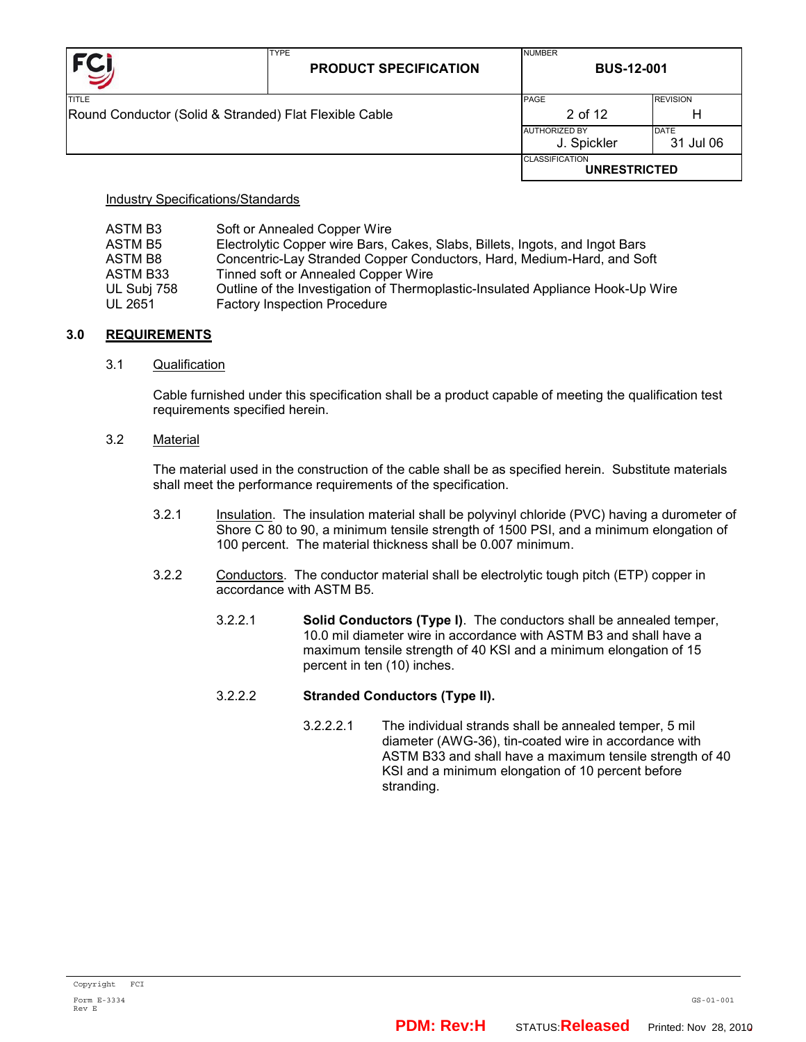Industry Specifications/Standards

| | |
|---|---|
| ASTM B3 | Soft or Annealed Copper Wire |
| ASTM B5 | Electrolytic Copper wire Bars, Cakes, Slabs, Billets, Ingots, and Ingot Bars |
| ASTM B8 | Concentric-Lay Stranded Copper Conductors, Hard, Medium-Hard, and Soft |
| ASTM B33 | Tinned soft or Annealed Copper Wire |
| UL Subj 758 | Outline of the Investigation of Thermoplastic-Insulated Appliance Hook-Up Wire |
| UL 2651 | Factory Inspection Procedure |

## 3.0 REQUIREMENTS

### 3.1 Qualification

Cable furnished under this specification shall be a product capable of meeting the qualification test requirements specified herein.

### 3.2 Material

The material used in the construction of the cable shall be as specified herein. Substitute materials shall meet the performance requirements of the specification.

3.2.1 Insulation. The insulation material shall be polyvinyl chloride (PVC) having a durometer of Shore C 80 to 90, a minimum tensile strength of 1500 PSI, and a minimum elongation of 100 percent. The material thickness shall be 0.007 minimum.

3.2.2 Conductors. The conductor material shall be electrolytic tough pitch (ETP) copper in accordance with ASTM B5.

3.2.2.1 **Solid Conductors (Type I)**. The conductors shall be annealed temper, 10.0 mil diameter wire in accordance with ASTM B3 and shall have a maximum tensile strength of 40 KSI and a minimum elongation of 15 percent in ten (10) inches.

3.2.2.2 **Stranded Conductors (Type II).**

3.2.2.2.1 The individual strands shall be annealed temper, 5 mil diameter (AWG-36), tin-coated wire in accordance with ASTM B33 and shall have a maximum tensile strength of 40 KSI and a minimum elongation of 10 percent before stranding.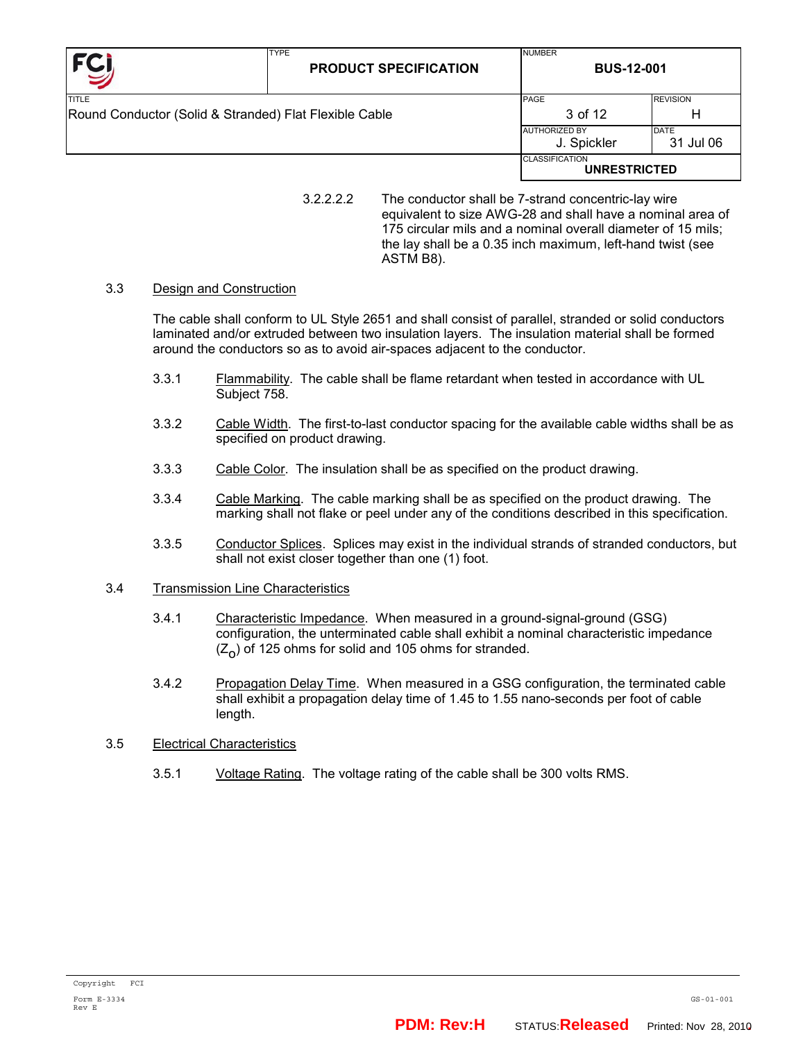3.2.2.2.2 The conductor shall be 7-strand concentric-lay wire equivalent to size AWG-28 and shall have a nominal area of 175 circular mils and a nominal overall diameter of 15 mils; the lay shall be a 0.35 inch maximum, left-hand twist (see ASTM B8).

## 3.3 Design and Construction

The cable shall conform to UL Style 2651 and shall consist of parallel, stranded or solid conductors laminated and/or extruded between two insulation layers. The insulation material shall be formed around the conductors so as to avoid air-spaces adjacent to the conductor.

3.3.1 Flammability. The cable shall be flame retardant when tested in accordance with UL Subject 758.

3.3.2 Cable Width. The first-to-last conductor spacing for the available cable widths shall be as specified on product drawing.

3.3.3 Cable Color. The insulation shall be as specified on the product drawing.

3.3.4 Cable Marking. The cable marking shall be as specified on the product drawing. The marking shall not flake or peel under any of the conditions described in this specification.

3.3.5 Conductor Splices. Splices may exist in the individual strands of stranded conductors, but shall not exist closer together than one (1) foot.

## 3.4 Transmission Line Characteristics

3.4.1 Characteristic Impedance. When measured in a ground-signal-ground (GSG) configuration, the unterminated cable shall exhibit a nominal characteristic impedance ($Z_o$) of 125 ohms for solid and 105 ohms for stranded.

3.4.2 Propagation Delay Time. When measured in a GSG configuration, the terminated cable shall exhibit a propagation delay time of 1.45 to 1.55 nano-seconds per foot of cable length.

## 3.5 Electrical Characteristics

3.5.1 Voltage Rating. The voltage rating of the cable shall be 300 volts RMS.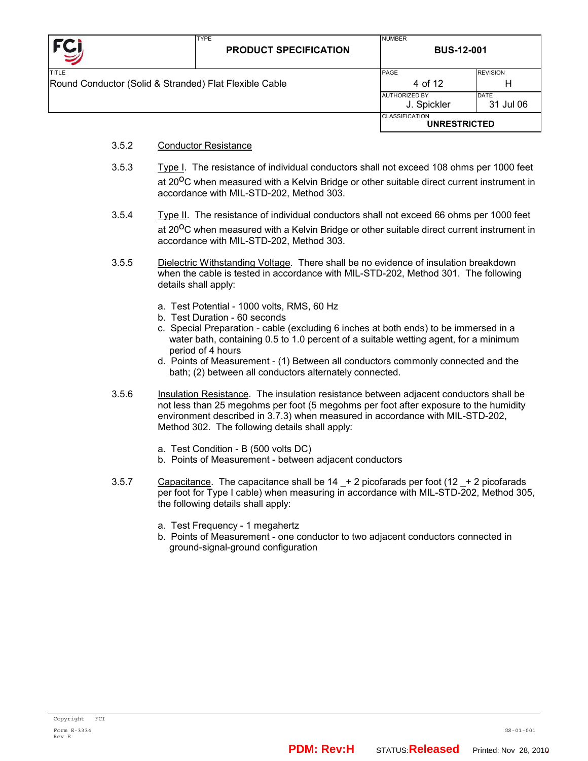3.5.2 Conductor Resistance

3.5.3 Type I. The resistance of individual conductors shall not exceed 108 ohms per 1000 feet at 20$^{O}$C when measured with a Kelvin Bridge or other suitable direct current instrument in accordance with MIL-STD-202, Method 303.

3.5.4 Type II. The resistance of individual conductors shall not exceed 66 ohms per 1000 feet at 20$^{O}$C when measured with a Kelvin Bridge or other suitable direct current instrument in accordance with MIL-STD-202, Method 303.

3.5.5 Dielectric Withstanding Voltage. There shall be no evidence of insulation breakdown when the cable is tested in accordance with MIL-STD-202, Method 301. The following details shall apply:

a. Test Potential - 1000 volts, RMS, 60 Hz
b. Test Duration - 60 seconds
c. Special Preparation - cable (excluding 6 inches at both ends) to be immersed in a water bath, containing 0.5 to 1.0 percent of a suitable wetting agent, for a minimum period of 4 hours
d. Points of Measurement - (1) Between all conductors commonly connected and the bath; (2) between all conductors alternately connected.

3.5.6 Insulation Resistance. The insulation resistance between adjacent conductors shall be not less than 25 megohms per foot (5 megohms per foot after exposure to the humidity environment described in 3.7.3) when measured in accordance with MIL-STD-202, Method 302. The following details shall apply:

a. Test Condition - B (500 volts DC)
b. Points of Measurement - between adjacent conductors

3.5.7 Capacitance. The capacitance shall be 14 _+ 2 picofarads per foot (12 _+ 2 picofarads per foot for Type I cable) when measuring in accordance with MIL-STD-202, Method 305, the following details shall apply:

a. Test Frequency - 1 megahertz
b. Points of Measurement - one conductor to two adjacent conductors connected in ground-signal-ground configuration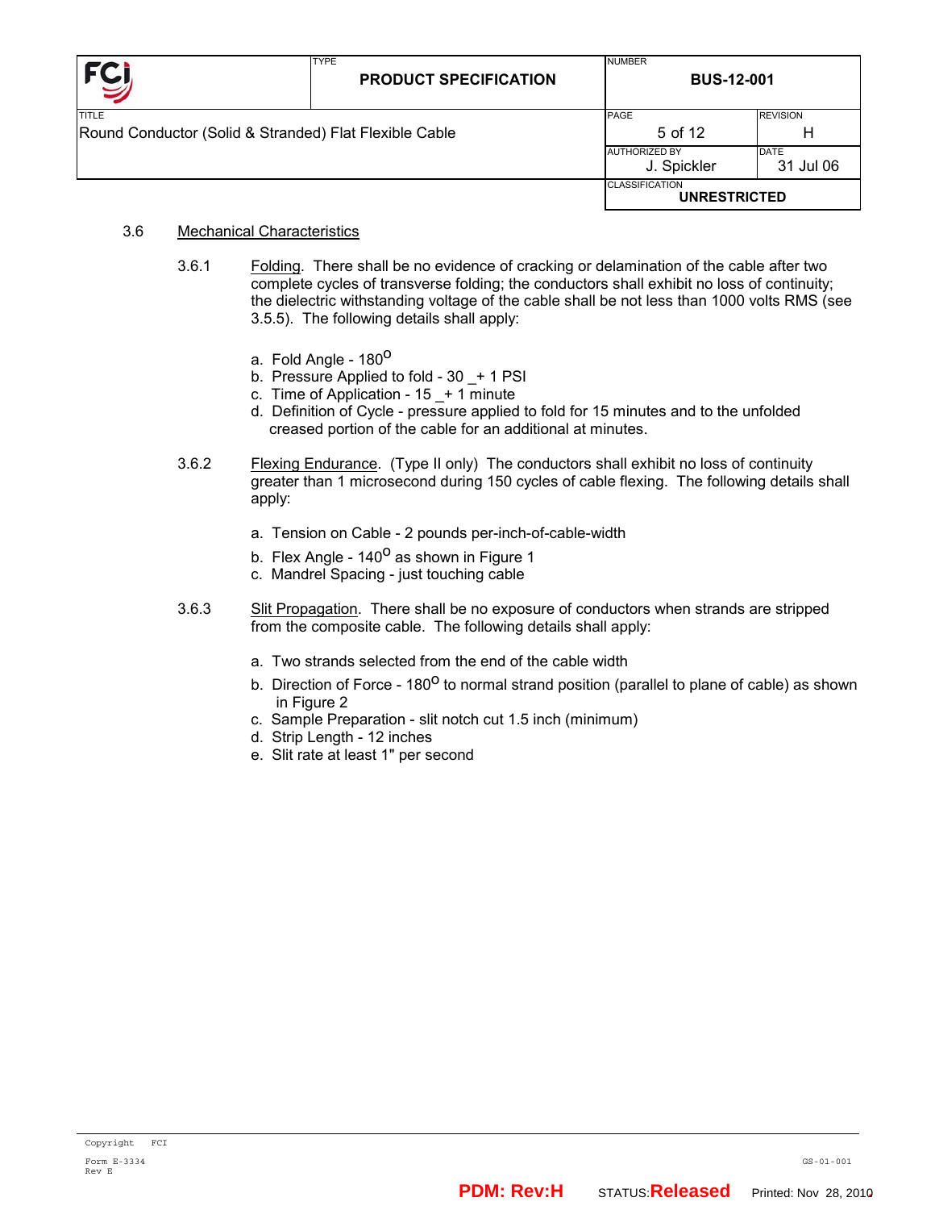### 3.6 Mechanical Characteristics

3.6.1 Folding. There shall be no evidence of cracking or delamination of the cable after two complete cycles of transverse folding; the conductors shall exhibit no loss of continuity; the dielectric withstanding voltage of the cable shall be not less than 1000 volts RMS (see 3.5.5). The following details shall apply:

a. Fold Angle - 180$^{o}$
b. Pressure Applied to fold - 30 _+ 1 PSI
c. Time of Application - 15 _+ 1 minute
d. Definition of Cycle - pressure applied to fold for 15 minutes and to the unfolded creased portion of the cable for an additional at minutes.

3.6.2 Flexing Endurance. (Type II only) The conductors shall exhibit no loss of continuity greater than 1 microsecond during 150 cycles of cable flexing. The following details shall apply:

a. Tension on Cable - 2 pounds per-inch-of-cable-width
b. Flex Angle - 140$^{o}$ as shown in Figure 1
c. Mandrel Spacing - just touching cable

3.6.3 Slit Propagation. There shall be no exposure of conductors when strands are stripped from the composite cable. The following details shall apply:

a. Two strands selected from the end of the cable width
b. Direction of Force - 180$^{o}$ to normal strand position (parallel to plane of cable) as shown in Figure 2
c. Sample Preparation - slit notch cut 1.5 inch (minimum)
d. Strip Length - 12 inches
e. Slit rate at least 1" per second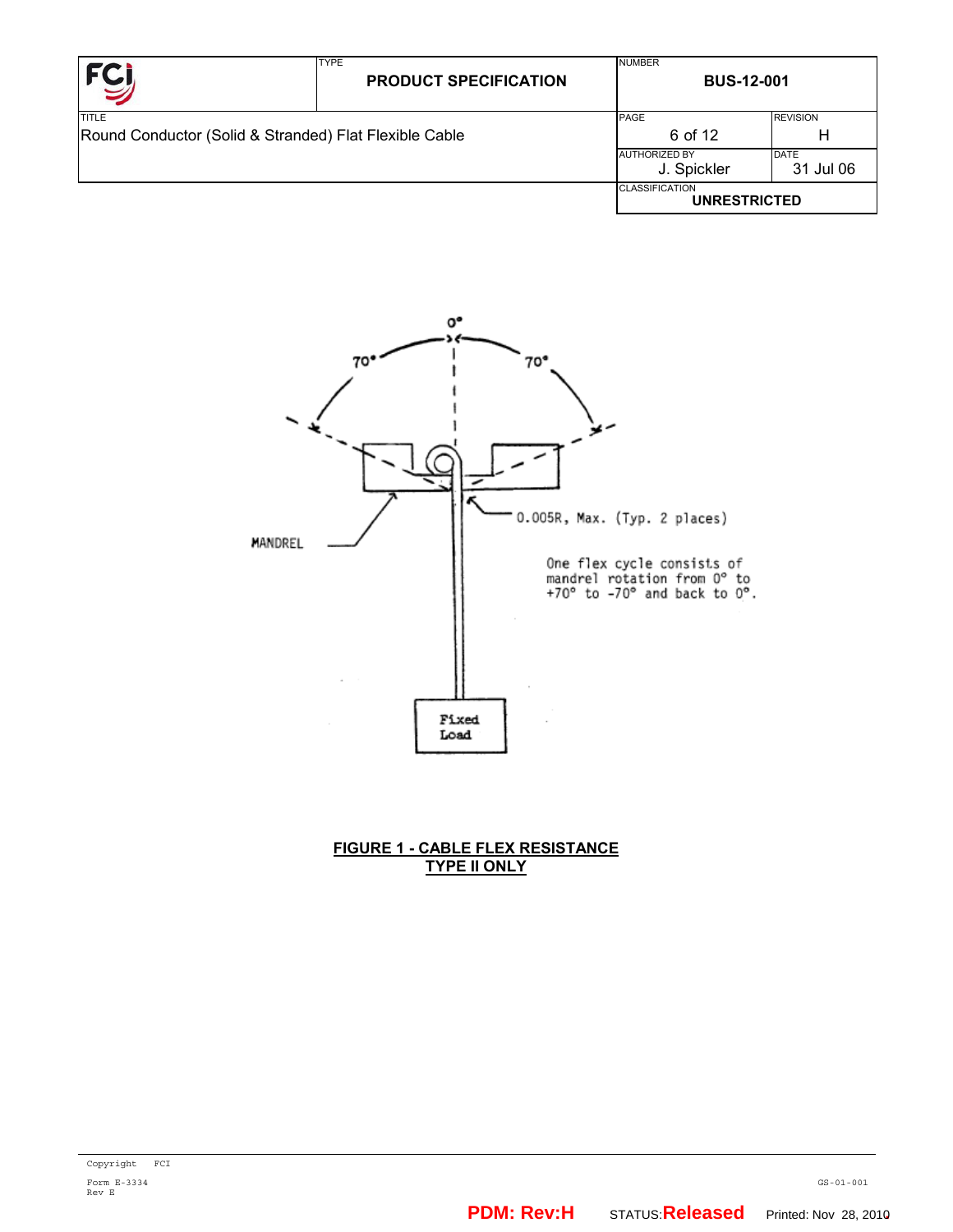0°

70° 70°

MANDREL

0.005R, Max. (Typ. 2 places)

One flex cycle consists of mandrel rotation from 0° to +70° to -70° and back to 0°.

Fixed Load

**FIGURE 1 - CABLE FLEX RESISTANCE**
**TYPE II ONLY**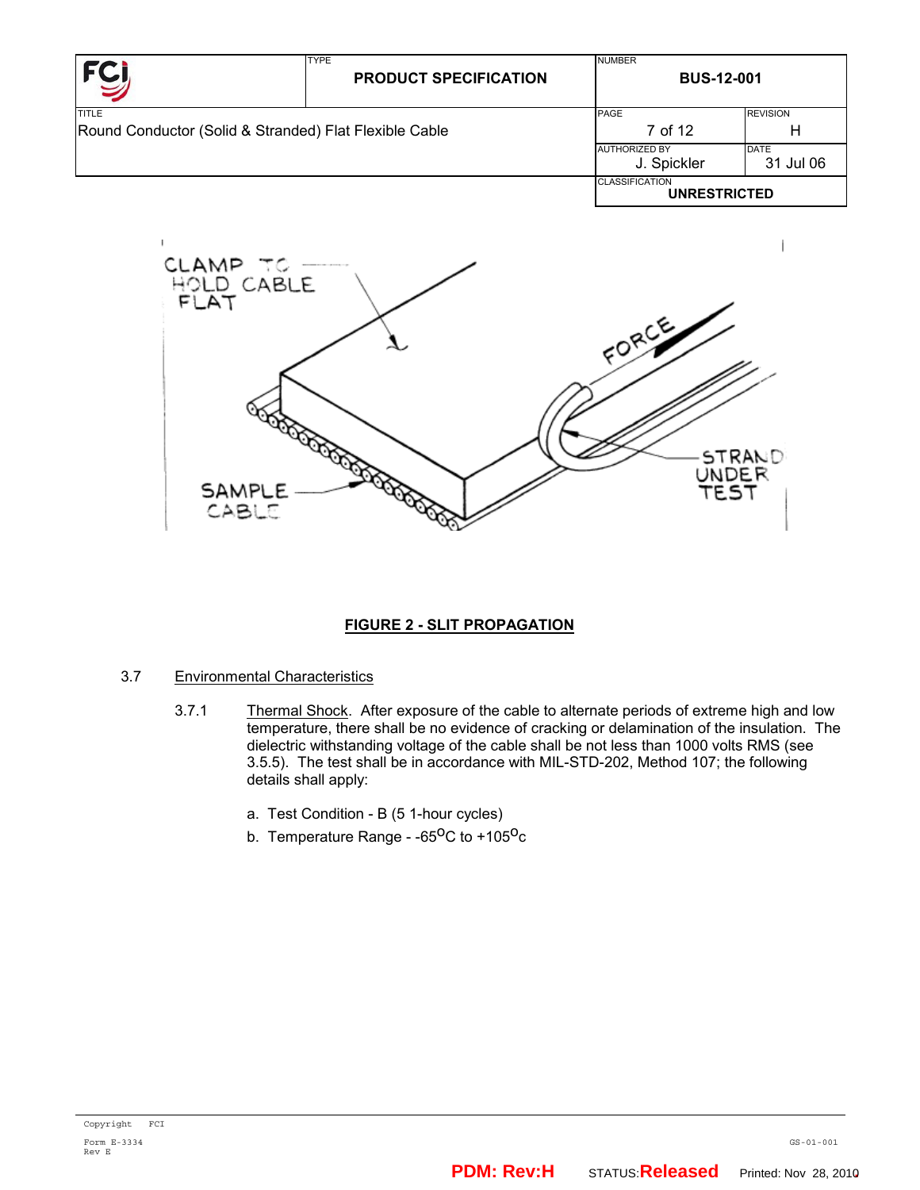**FIGURE 2 - SLIT PROPAGATION**

3.7 Environmental Characteristics

3.7.1 Thermal Shock. After exposure of the cable to alternate periods of extreme high and low temperature, there shall be no evidence of cracking or delamination of the insulation. The dielectric withstanding voltage of the cable shall be not less than 1000 volts RMS (see 3.5.5). The test shall be in accordance with MIL-STD-202, Method 107; the following details shall apply:

a. Test Condition - B (5 1-hour cycles)

b. Temperature Range - -65$^{O}$C to +105$^{O}$c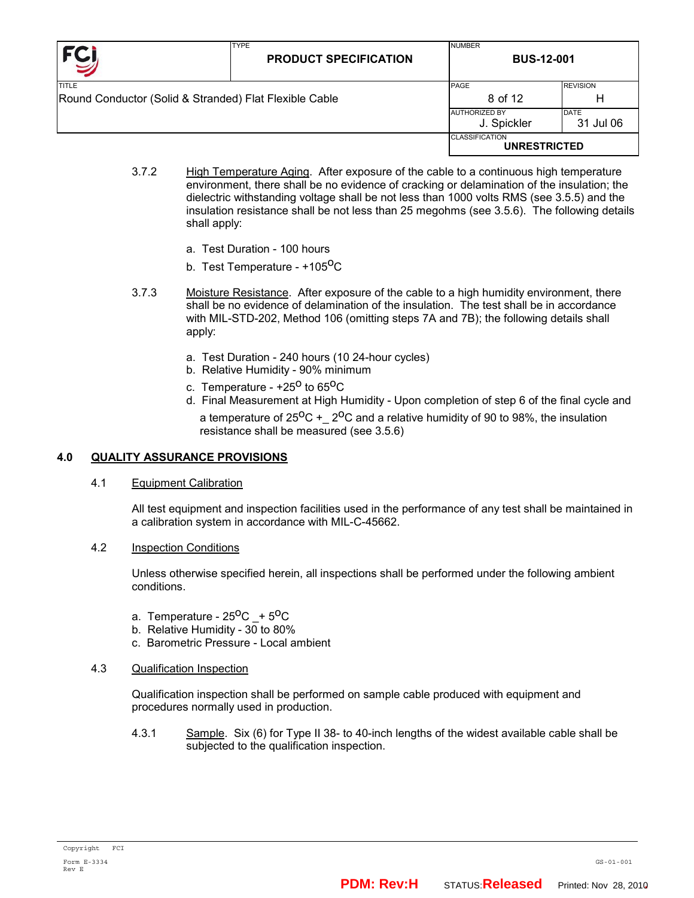3.7.2 High Temperature Aging. After exposure of the cable to a continuous high temperature environment, there shall be no evidence of cracking or delamination of the insulation; the dielectric withstanding voltage shall be not less than 1000 volts RMS (see 3.5.5) and the insulation resistance shall be not less than 25 megohms (see 3.5.6). The following details shall apply:

a. Test Duration - 100 hours

b. Test Temperature - +105$^{O}$C

3.7.3 Moisture Resistance. After exposure of the cable to a high humidity environment, there shall be no evidence of delamination of the insulation. The test shall be in accordance with MIL-STD-202, Method 106 (omitting steps 7A and 7B); the following details shall apply:

a. Test Duration - 240 hours (10 24-hour cycles)
b. Relative Humidity - 90% minimum
c. Temperature - +25$^{O}$ to 65$^{O}$C
d. Final Measurement at High Humidity - Upon completion of step 6 of the final cycle and a temperature of 25$^{O}$C +_ 2$^{O}$C and a relative humidity of 90 to 98%, the insulation resistance shall be measured (see 3.5.6)

## 4.0 QUALITY ASSURANCE PROVISIONS

### 4.1 Equipment Calibration

All test equipment and inspection facilities used in the performance of any test shall be maintained in a calibration system in accordance with MIL-C-45662.

### 4.2 Inspection Conditions

Unless otherwise specified herein, all inspections shall be performed under the following ambient conditions.

a. Temperature - 25$^{O}$C _+ 5$^{O}$C
b. Relative Humidity - 30 to 80%
c. Barometric Pressure - Local ambient

### 4.3 Qualification Inspection

Qualification inspection shall be performed on sample cable produced with equipment and procedures normally used in production.

4.3.1 Sample. Six (6) for Type II 38- to 40-inch lengths of the widest available cable shall be subjected to the qualification inspection.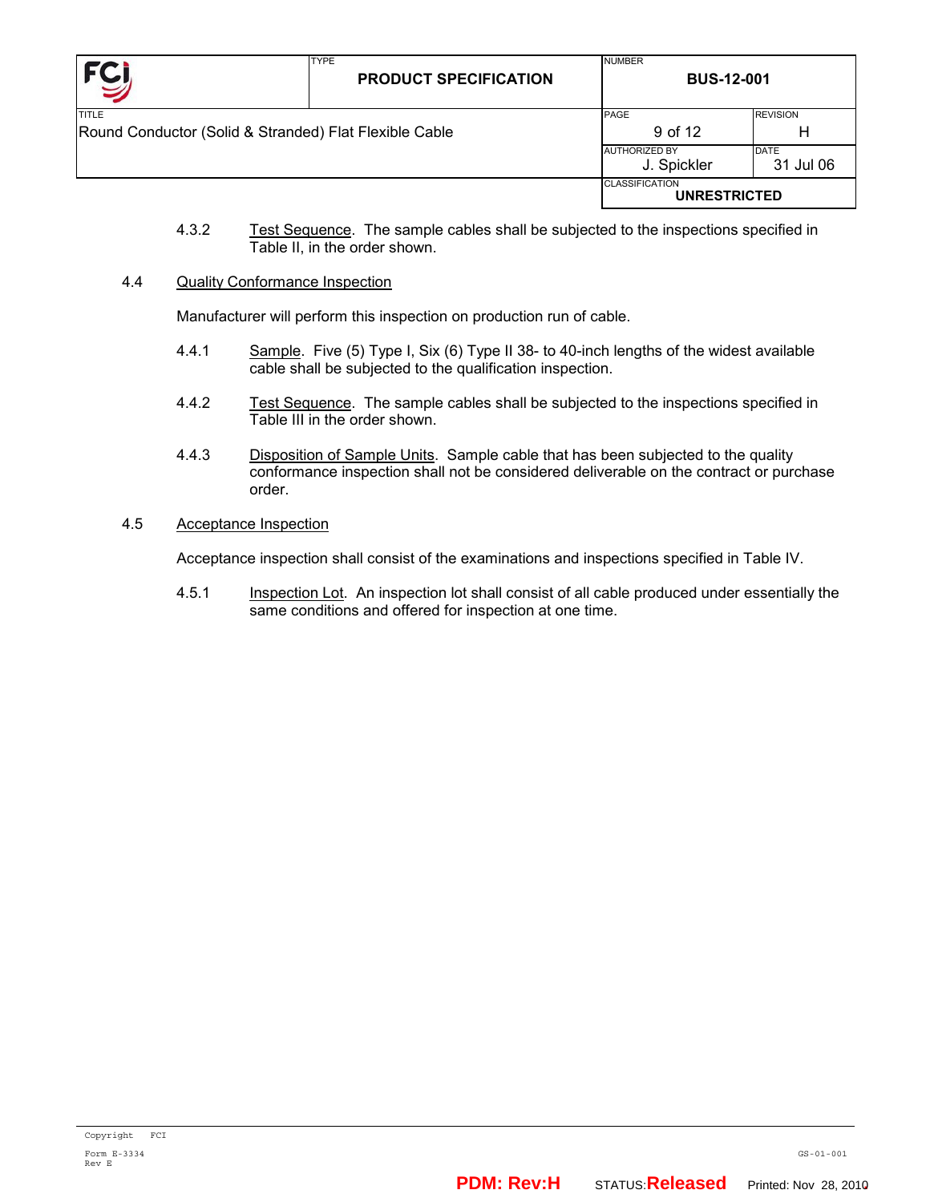4.3.2 Test Sequence. The sample cables shall be subjected to the inspections specified in Table II, in the order shown.

4.4 Quality Conformance Inspection

Manufacturer will perform this inspection on production run of cable.

4.4.1 Sample. Five (5) Type I, Six (6) Type II 38- to 40-inch lengths of the widest available cable shall be subjected to the qualification inspection.

4.4.2 Test Sequence. The sample cables shall be subjected to the inspections specified in Table III in the order shown.

4.4.3 Disposition of Sample Units. Sample cable that has been subjected to the quality conformance inspection shall not be considered deliverable on the contract or purchase order.

4.5 Acceptance Inspection

Acceptance inspection shall consist of the examinations and inspections specified in Table IV.

4.5.1 Inspection Lot. An inspection lot shall consist of all cable produced under essentially the same conditions and offered for inspection at one time.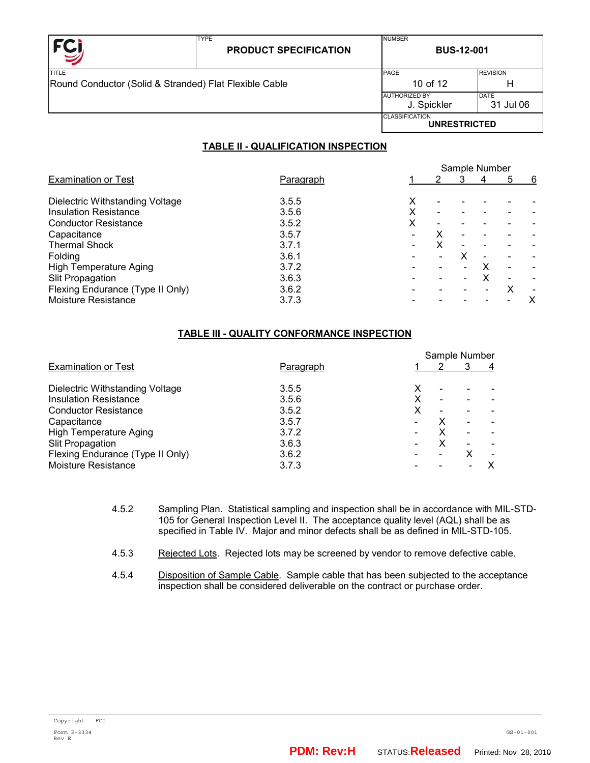## TABLE II - QUALIFICATION INSPECTION

| Examination or Test | Paragraph | Sample Number 1 | 2 | 3 | 4 | 5 | 6 |
|---|---|---|---|---|---|---|---|
| Dielectric Withstanding Voltage | 3.5.5 | X | - | - | - | - | - |
| Insulation Resistance | 3.5.6 | X | - | - | - | - | - |
| Conductor Resistance | 3.5.2 | X | - | - | - | - | - |
| Capacitance | 3.5.7 | - | X | - | - | - | - |
| Thermal Shock | 3.7.1 | - | X | - | - | - | - |
| Folding | 3.6.1 | - | - | X | - | - | - |
| High Temperature Aging | 3.7.2 | - | - | - | X | - | - |
| Slit Propagation | 3.6.3 | - | - | - | X | - | - |
| Flexing Endurance (Type II Only) | 3.6.2 | - | - | - | - | X | - |
| Moisture Resistance | 3.7.3 | - | - | - | - | - | X |

## TABLE III - QUALITY CONFORMANCE INSPECTION

| Examination or Test | Paragraph | Sample Number 1 | 2 | 3 | 4 |
|---|---|---|---|---|---|
| Dielectric Withstanding Voltage | 3.5.5 | X | - | - | - |
| Insulation Resistance | 3.5.6 | X | - | - | - |
| Conductor Resistance | 3.5.2 | X | - | - | - |
| Capacitance | 3.5.7 | - | X | - | - |
| High Temperature Aging | 3.7.2 | - | X | - | - |
| Slit Propagation | 3.6.3 | - | X | - | - |
| Flexing Endurance (Type II Only) | 3.6.2 | - | - | X | - |
| Moisture Resistance | 3.7.3 | - | - | - | X |

4.5.2 Sampling Plan. Statistical sampling and inspection shall be in accordance with MIL-STD-105 for General Inspection Level II. The acceptance quality level (AQL) shall be as specified in Table IV. Major and minor defects shall be as defined in MIL-STD-105.

4.5.3 Rejected Lots. Rejected lots may be screened by vendor to remove defective cable.

4.5.4 Disposition of Sample Cable. Sample cable that has been subjected to the acceptance inspection shall be considered deliverable on the contract or purchase order.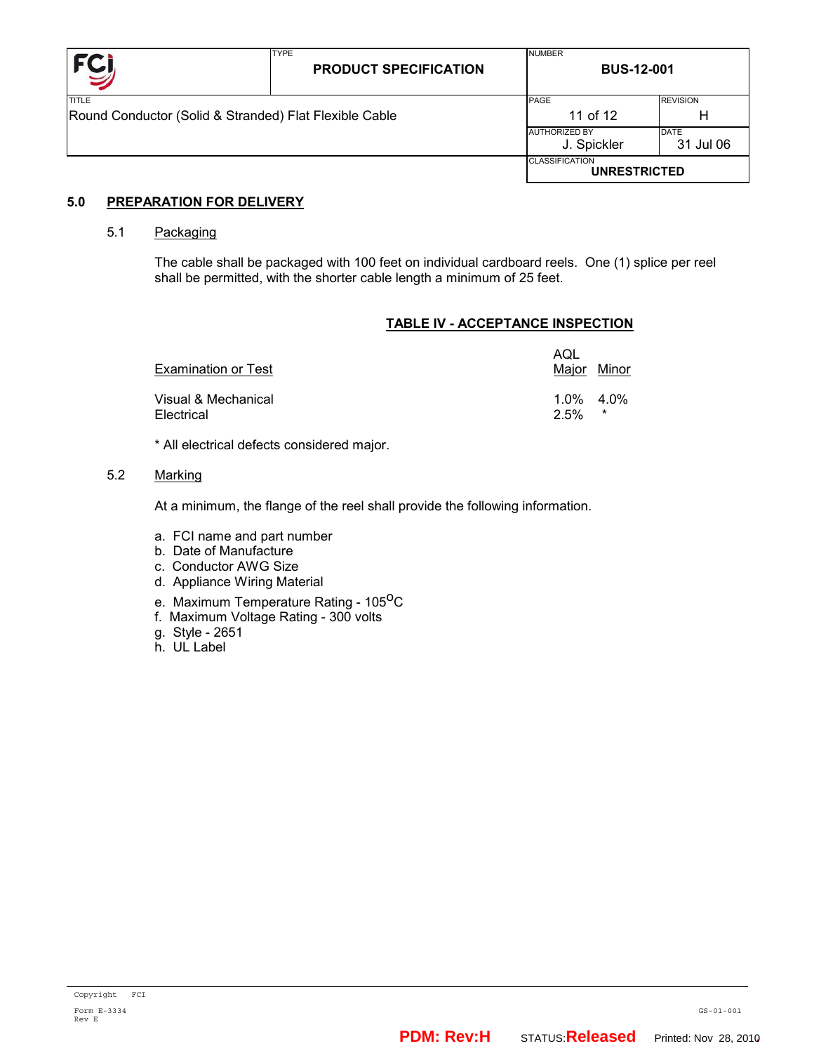## 5.0 PREPARATION FOR DELIVERY

### 5.1 Packaging

The cable shall be packaged with 100 feet on individual cardboard reels. One (1) splice per reel shall be permitted, with the shorter cable length a minimum of 25 feet.

**TABLE IV - ACCEPTANCE INSPECTION**

| Examination or Test | AQL Major | AQL Minor |
|---|---|---|
| Visual & Mechanical | 1.0% | 4.0% |
| Electrical | 2.5% | * |

* All electrical defects considered major.

### 5.2 Marking

At a minimum, the flange of the reel shall provide the following information.

a. FCI name and part number
b. Date of Manufacture
c. Conductor AWG Size
d. Appliance Wiring Material
e. Maximum Temperature Rating - 105°C
f. Maximum Voltage Rating - 300 volts
g. Style - 2651
h. UL Label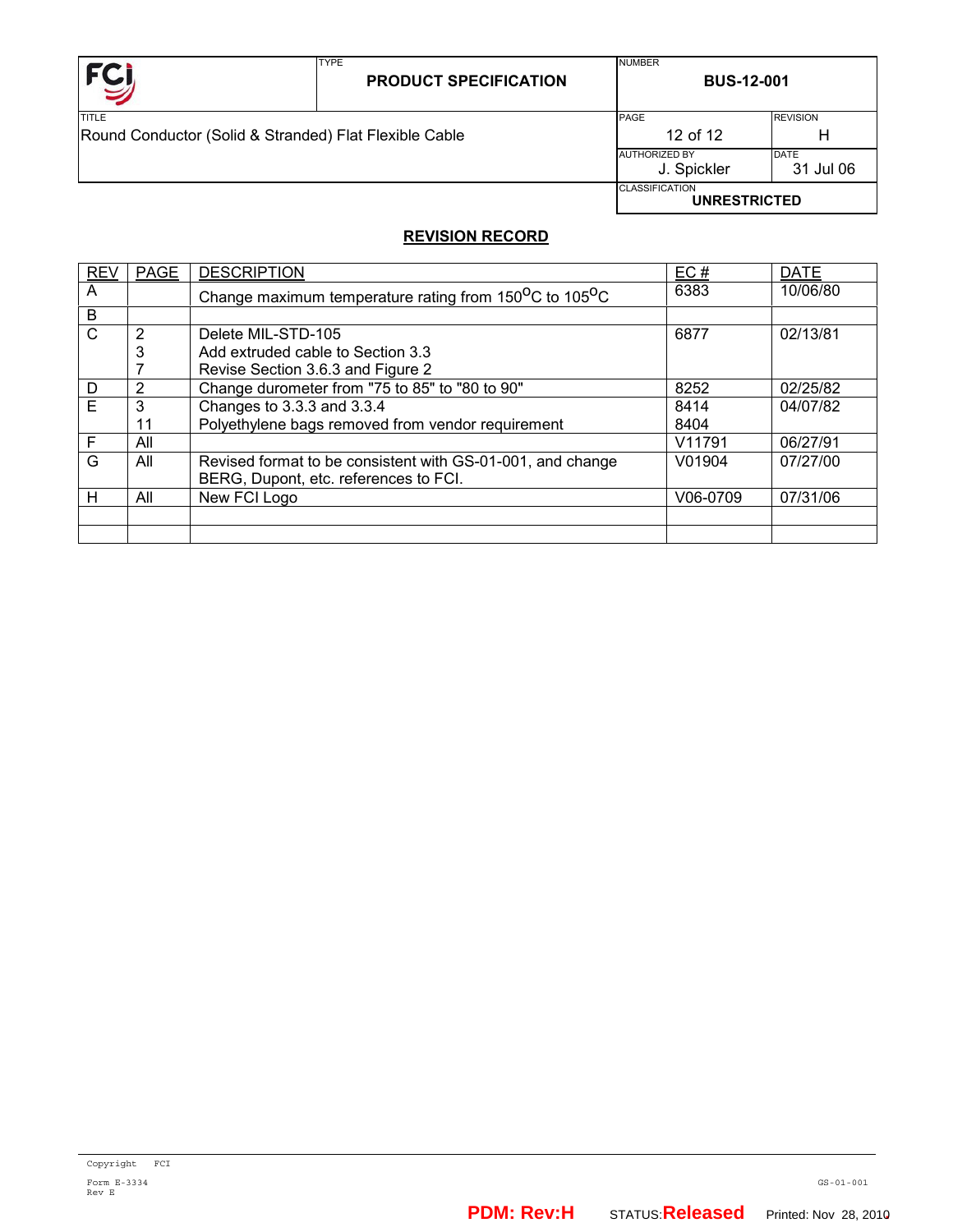## REVISION RECORD

| REV | PAGE | DESCRIPTION | EC # | DATE |
|---|---|---|---|---|
| A | | Change maximum temperature rating from 150$^{O}$C to 105$^{O}$C | 6383 | 10/06/80 |
| B | | | | |
| C | 2<br>3<br>7 | Delete MIL-STD-105<br>Add extruded cable to Section 3.3<br>Revise Section 3.6.3 and Figure 2 | 6877 | 02/13/81 |
| D | 2 | Change durometer from "75 to 85" to "80 to 90" | 8252 | 02/25/82 |
| E | 3<br>11 | Changes to 3.3.3 and 3.3.4<br>Polyethylene bags removed from vendor requirement | 8414<br>8404 | 04/07/82 |
| F | All | | V11791 | 06/27/91 |
| G | All | Revised format to be consistent with GS-01-001, and change BERG, Dupont, etc. references to FCI. | V01904 | 07/27/00 |
| H | All | New FCI Logo | V06-0709 | 07/31/06 |
| | | | | |
| | | | | |